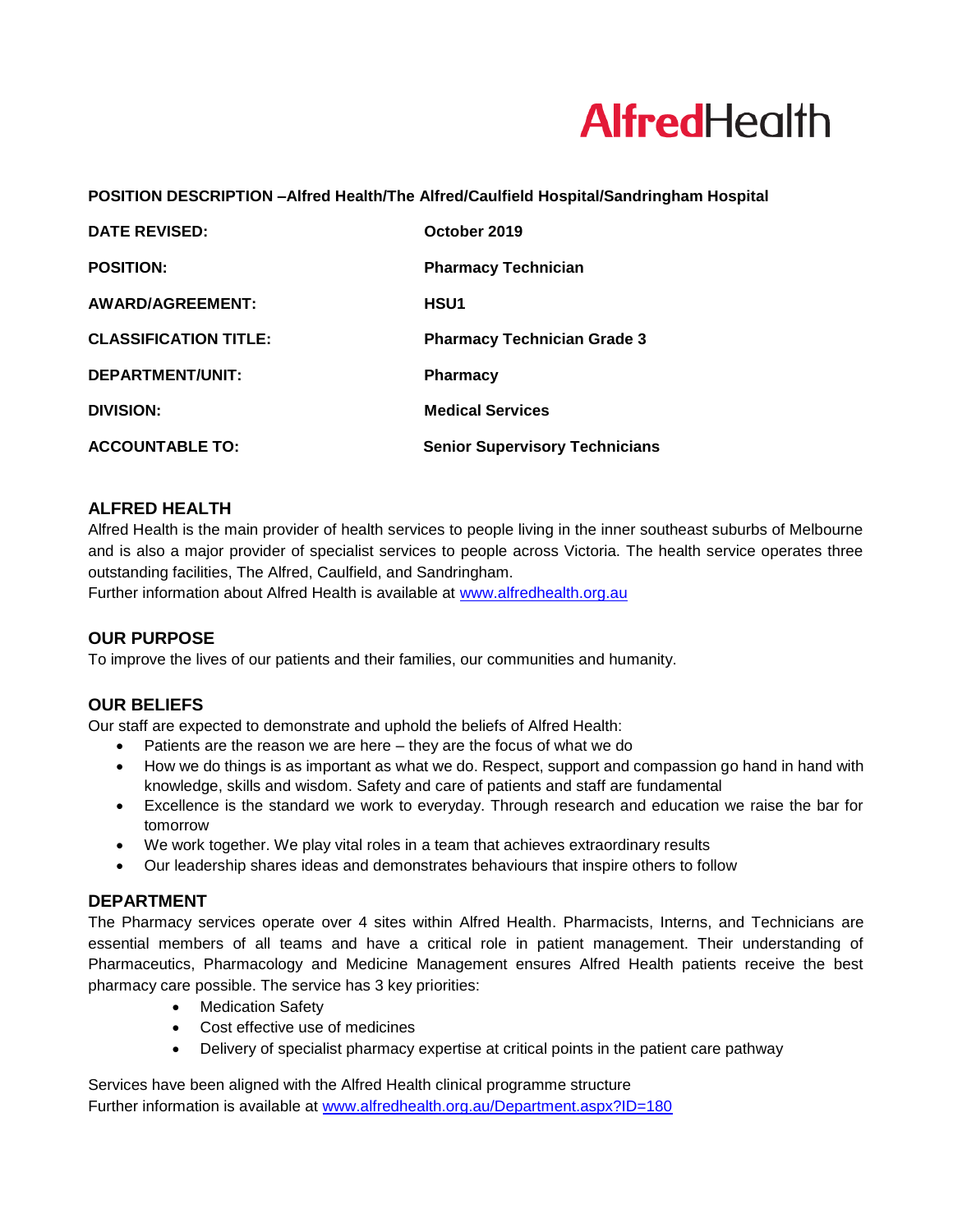AlfredHealth

**POSITION DESCRIPTION –Alfred Health/The Alfred/Caulfield Hospital/Sandringham Hospital**

| | |
|---|---|
| **DATE REVISED:** | **October 2019** |
| **POSITION:** | **Pharmacy Technician** |
| **AWARD/AGREEMENT:** | **HSU1** |
| **CLASSIFICATION TITLE:** | **Pharmacy Technician Grade 3** |
| **DEPARTMENT/UNIT:** | **Pharmacy** |
| **DIVISION:** | **Medical Services** |
| **ACCOUNTABLE TO:** | **Senior Supervisory Technicians** |

## ALFRED HEALTH

Alfred Health is the main provider of health services to people living in the inner southeast suburbs of Melbourne and is also a major provider of specialist services to people across Victoria. The health service operates three outstanding facilities, The Alfred, Caulfield, and Sandringham.
Further information about Alfred Health is available at www.alfredhealth.org.au

## OUR PURPOSE

To improve the lives of our patients and their families, our communities and humanity.

## OUR BELIEFS

Our staff are expected to demonstrate and uphold the beliefs of Alfred Health:

- Patients are the reason we are here – they are the focus of what we do
- How we do things is as important as what we do. Respect, support and compassion go hand in hand with knowledge, skills and wisdom. Safety and care of patients and staff are fundamental
- Excellence is the standard we work to everyday. Through research and education we raise the bar for tomorrow
- We work together. We play vital roles in a team that achieves extraordinary results
- Our leadership shares ideas and demonstrates behaviours that inspire others to follow

## DEPARTMENT

The Pharmacy services operate over 4 sites within Alfred Health. Pharmacists, Interns, and Technicians are essential members of all teams and have a critical role in patient management. Their understanding of Pharmaceutics, Pharmacology and Medicine Management ensures Alfred Health patients receive the best pharmacy care possible. The service has 3 key priorities:

- Medication Safety
- Cost effective use of medicines
- Delivery of specialist pharmacy expertise at critical points in the patient care pathway

Services have been aligned with the Alfred Health clinical programme structure
Further information is available at www.alfredhealth.org.au/Department.aspx?ID=180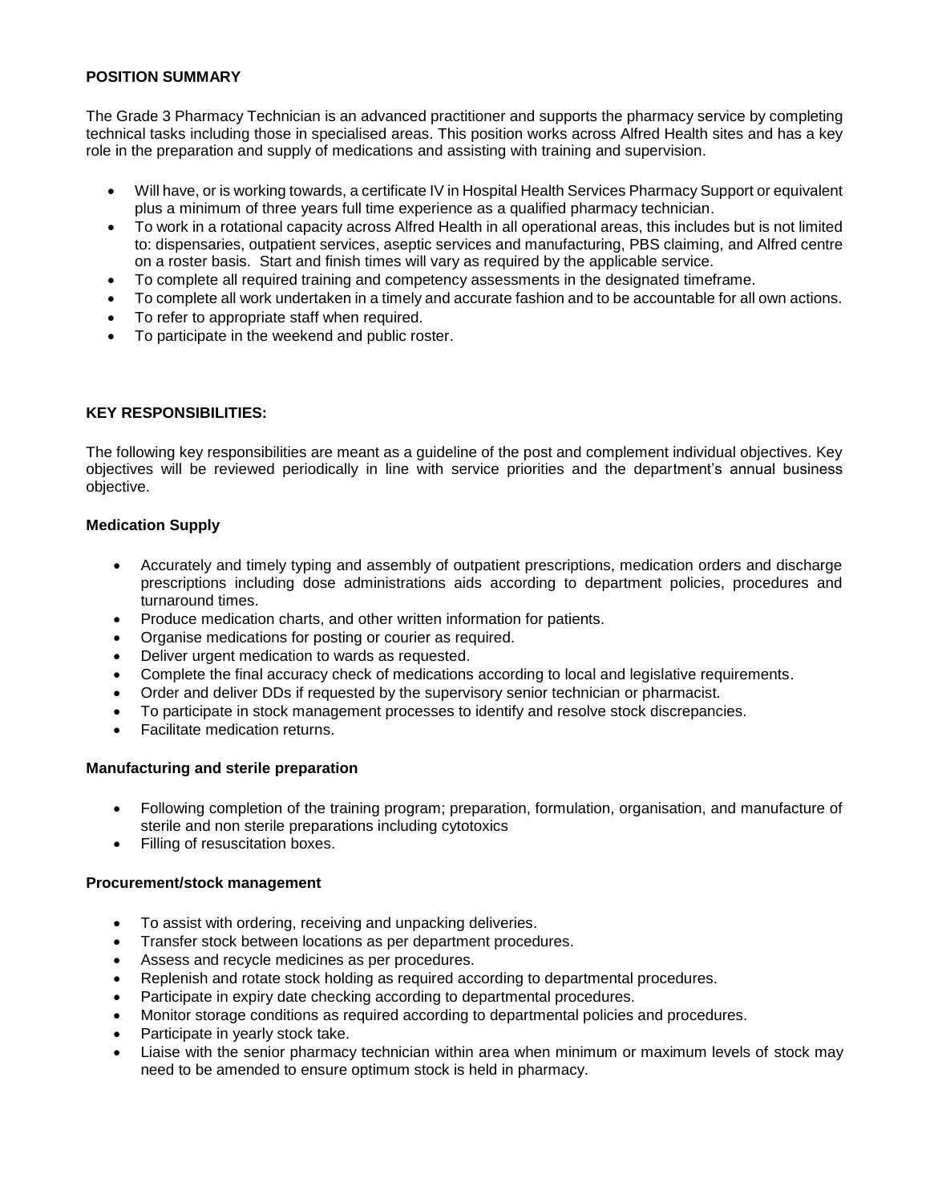**POSITION SUMMARY**

The Grade 3 Pharmacy Technician is an advanced practitioner and supports the pharmacy service by completing technical tasks including those in specialised areas. This position works across Alfred Health sites and has a key role in the preparation and supply of medications and assisting with training and supervision.

- Will have, or is working towards, a certificate IV in Hospital Health Services Pharmacy Support or equivalent plus a minimum of three years full time experience as a qualified pharmacy technician.
- To work in a rotational capacity across Alfred Health in all operational areas, this includes but is not limited to: dispensaries, outpatient services, aseptic services and manufacturing, PBS claiming, and Alfred centre on a roster basis. Start and finish times will vary as required by the applicable service.
- To complete all required training and competency assessments in the designated timeframe.
- To complete all work undertaken in a timely and accurate fashion and to be accountable for all own actions.
- To refer to appropriate staff when required.
- To participate in the weekend and public roster.

**KEY RESPONSIBILITIES:**

The following key responsibilities are meant as a guideline of the post and complement individual objectives. Key objectives will be reviewed periodically in line with service priorities and the department's annual business objective.

**Medication Supply**

- Accurately and timely typing and assembly of outpatient prescriptions, medication orders and discharge prescriptions including dose administrations aids according to department policies, procedures and turnaround times.
- Produce medication charts, and other written information for patients.
- Organise medications for posting or courier as required.
- Deliver urgent medication to wards as requested.
- Complete the final accuracy check of medications according to local and legislative requirements.
- Order and deliver DDs if requested by the supervisory senior technician or pharmacist.
- To participate in stock management processes to identify and resolve stock discrepancies.
- Facilitate medication returns.

**Manufacturing and sterile preparation**

- Following completion of the training program; preparation, formulation, organisation, and manufacture of sterile and non sterile preparations including cytotoxics
- Filling of resuscitation boxes.

**Procurement/stock management**

- To assist with ordering, receiving and unpacking deliveries.
- Transfer stock between locations as per department procedures.
- Assess and recycle medicines as per procedures.
- Replenish and rotate stock holding as required according to departmental procedures.
- Participate in expiry date checking according to departmental procedures.
- Monitor storage conditions as required according to departmental policies and procedures.
- Participate in yearly stock take.
- Liaise with the senior pharmacy technician within area when minimum or maximum levels of stock may need to be amended to ensure optimum stock is held in pharmacy.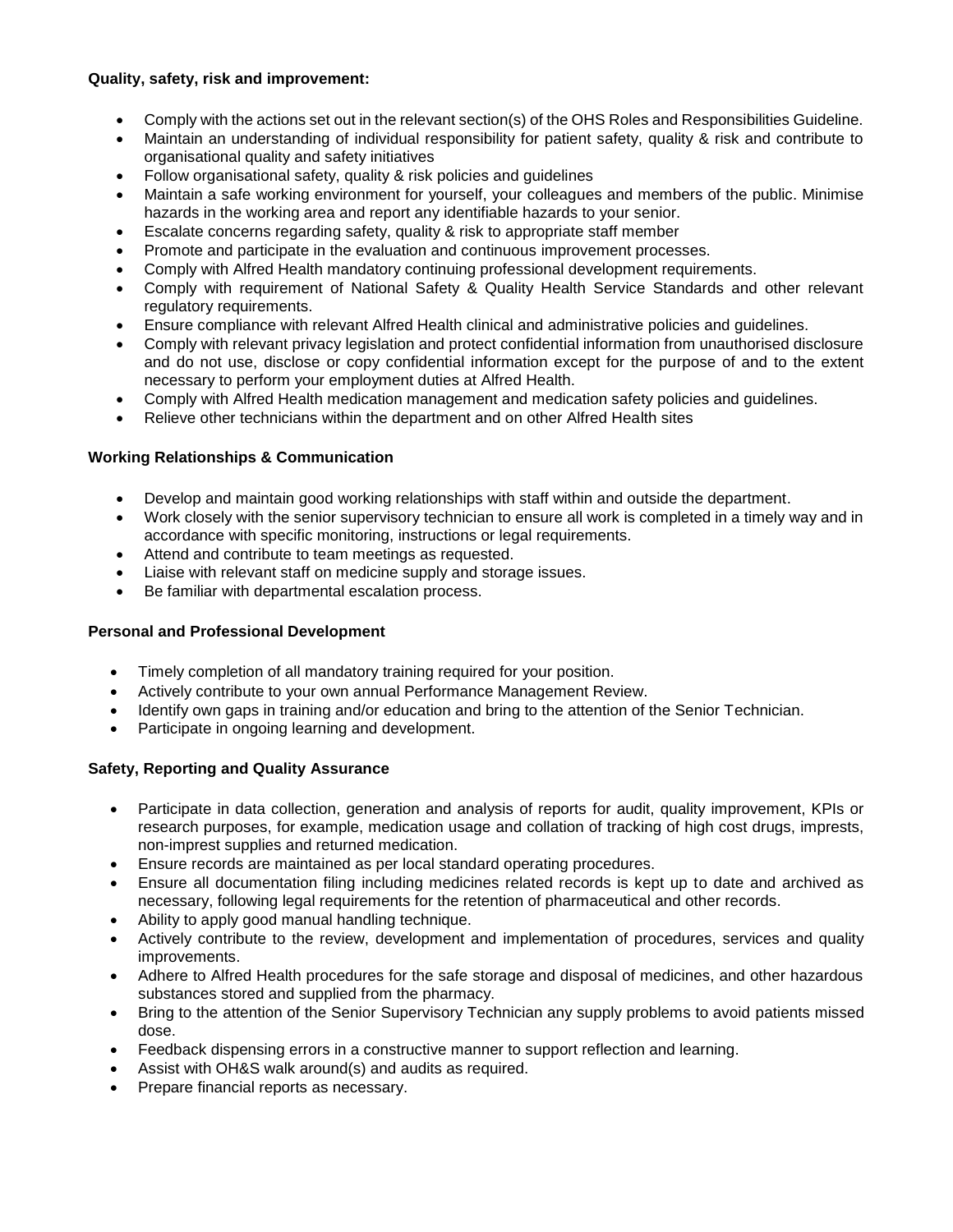**Quality, safety, risk and improvement:**

- Comply with the actions set out in the relevant section(s) of the OHS Roles and Responsibilities Guideline.
- Maintain an understanding of individual responsibility for patient safety, quality & risk and contribute to organisational quality and safety initiatives
- Follow organisational safety, quality & risk policies and guidelines
- Maintain a safe working environment for yourself, your colleagues and members of the public. Minimise hazards in the working area and report any identifiable hazards to your senior.
- Escalate concerns regarding safety, quality & risk to appropriate staff member
- Promote and participate in the evaluation and continuous improvement processes.
- Comply with Alfred Health mandatory continuing professional development requirements.
- Comply with requirement of National Safety & Quality Health Service Standards and other relevant regulatory requirements.
- Ensure compliance with relevant Alfred Health clinical and administrative policies and guidelines.
- Comply with relevant privacy legislation and protect confidential information from unauthorised disclosure and do not use, disclose or copy confidential information except for the purpose of and to the extent necessary to perform your employment duties at Alfred Health.
- Comply with Alfred Health medication management and medication safety policies and guidelines.
- Relieve other technicians within the department and on other Alfred Health sites

**Working Relationships & Communication**

- Develop and maintain good working relationships with staff within and outside the department.
- Work closely with the senior supervisory technician to ensure all work is completed in a timely way and in accordance with specific monitoring, instructions or legal requirements.
- Attend and contribute to team meetings as requested.
- Liaise with relevant staff on medicine supply and storage issues.
- Be familiar with departmental escalation process.

**Personal and Professional Development**

- Timely completion of all mandatory training required for your position.
- Actively contribute to your own annual Performance Management Review.
- Identify own gaps in training and/or education and bring to the attention of the Senior Technician.
- Participate in ongoing learning and development.

**Safety, Reporting and Quality Assurance**

- Participate in data collection, generation and analysis of reports for audit, quality improvement, KPIs or research purposes, for example, medication usage and collation of tracking of high cost drugs, imprests, non-imprest supplies and returned medication.
- Ensure records are maintained as per local standard operating procedures.
- Ensure all documentation filing including medicines related records is kept up to date and archived as necessary, following legal requirements for the retention of pharmaceutical and other records.
- Ability to apply good manual handling technique.
- Actively contribute to the review, development and implementation of procedures, services and quality improvements.
- Adhere to Alfred Health procedures for the safe storage and disposal of medicines, and other hazardous substances stored and supplied from the pharmacy.
- Bring to the attention of the Senior Supervisory Technician any supply problems to avoid patients missed dose.
- Feedback dispensing errors in a constructive manner to support reflection and learning.
- Assist with OH&S walk around(s) and audits as required.
- Prepare financial reports as necessary.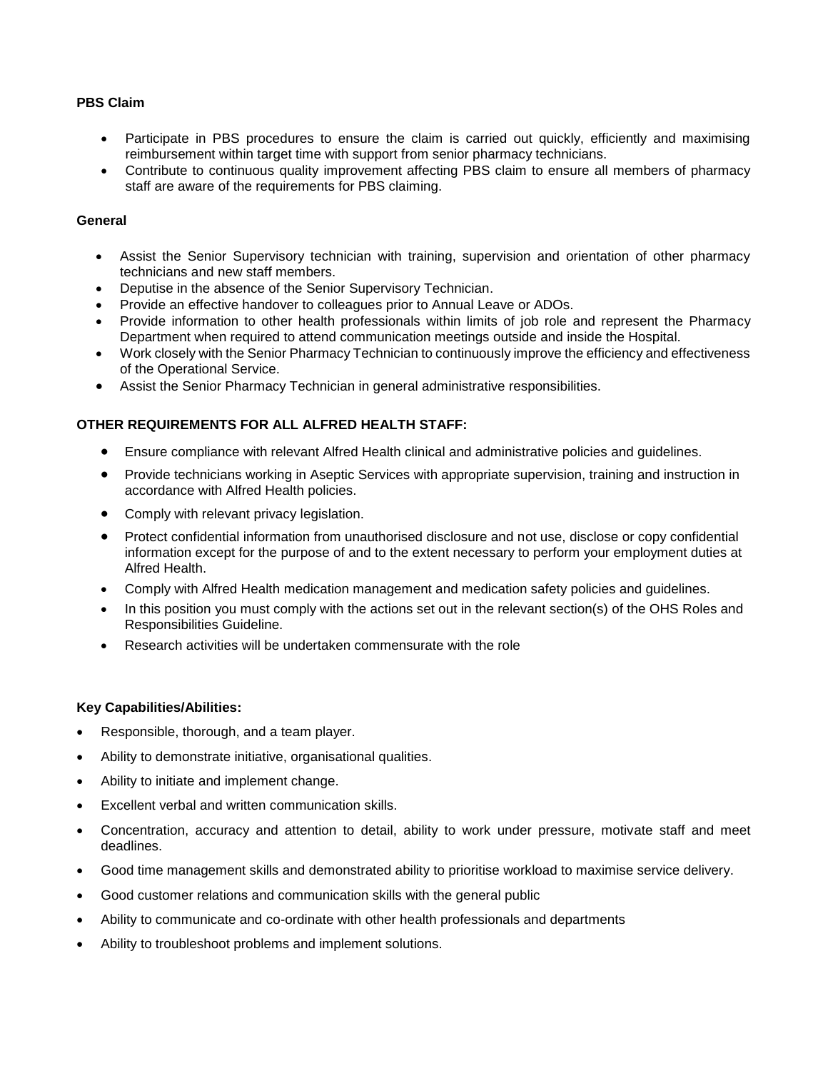**PBS Claim**

- Participate in PBS procedures to ensure the claim is carried out quickly, efficiently and maximising reimbursement within target time with support from senior pharmacy technicians.
- Contribute to continuous quality improvement affecting PBS claim to ensure all members of pharmacy staff are aware of the requirements for PBS claiming.

**General**

- Assist the Senior Supervisory technician with training, supervision and orientation of other pharmacy technicians and new staff members.
- Deputise in the absence of the Senior Supervisory Technician.
- Provide an effective handover to colleagues prior to Annual Leave or ADOs.
- Provide information to other health professionals within limits of job role and represent the Pharmacy Department when required to attend communication meetings outside and inside the Hospital.
- Work closely with the Senior Pharmacy Technician to continuously improve the efficiency and effectiveness of the Operational Service.
- Assist the Senior Pharmacy Technician in general administrative responsibilities.

**OTHER REQUIREMENTS FOR ALL ALFRED HEALTH STAFF:**

- Ensure compliance with relevant Alfred Health clinical and administrative policies and guidelines.
- Provide technicians working in Aseptic Services with appropriate supervision, training and instruction in accordance with Alfred Health policies.
- Comply with relevant privacy legislation.
- Protect confidential information from unauthorised disclosure and not use, disclose or copy confidential information except for the purpose of and to the extent necessary to perform your employment duties at Alfred Health.
- Comply with Alfred Health medication management and medication safety policies and guidelines.
- In this position you must comply with the actions set out in the relevant section(s) of the OHS Roles and Responsibilities Guideline.
- Research activities will be undertaken commensurate with the role

**Key Capabilities/Abilities:**

- Responsible, thorough, and a team player.
- Ability to demonstrate initiative, organisational qualities.
- Ability to initiate and implement change.
- Excellent verbal and written communication skills.
- Concentration, accuracy and attention to detail, ability to work under pressure, motivate staff and meet deadlines.
- Good time management skills and demonstrated ability to prioritise workload to maximise service delivery.
- Good customer relations and communication skills with the general public
- Ability to communicate and co-ordinate with other health professionals and departments
- Ability to troubleshoot problems and implement solutions.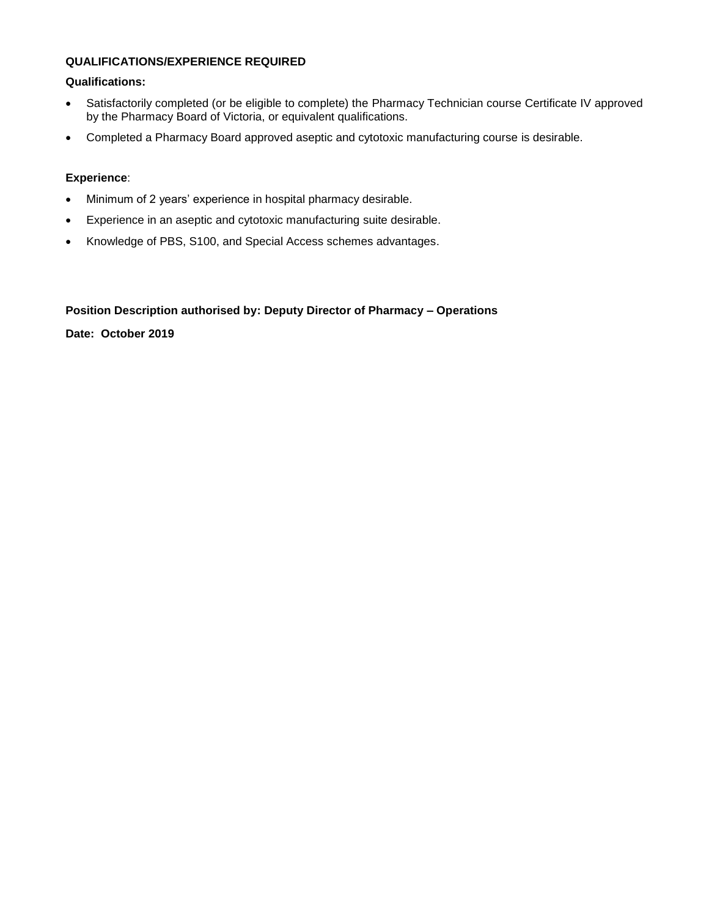## QUALIFICATIONS/EXPERIENCE REQUIRED

**Qualifications:**

- Satisfactorily completed (or be eligible to complete) the Pharmacy Technician course Certificate IV approved by the Pharmacy Board of Victoria, or equivalent qualifications.
- Completed a Pharmacy Board approved aseptic and cytotoxic manufacturing course is desirable.

**Experience**:

- Minimum of 2 years' experience in hospital pharmacy desirable.
- Experience in an aseptic and cytotoxic manufacturing suite desirable.
- Knowledge of PBS, S100, and Special Access schemes advantages.

**Position Description authorised by: Deputy Director of Pharmacy – Operations**

**Date: October 2019**